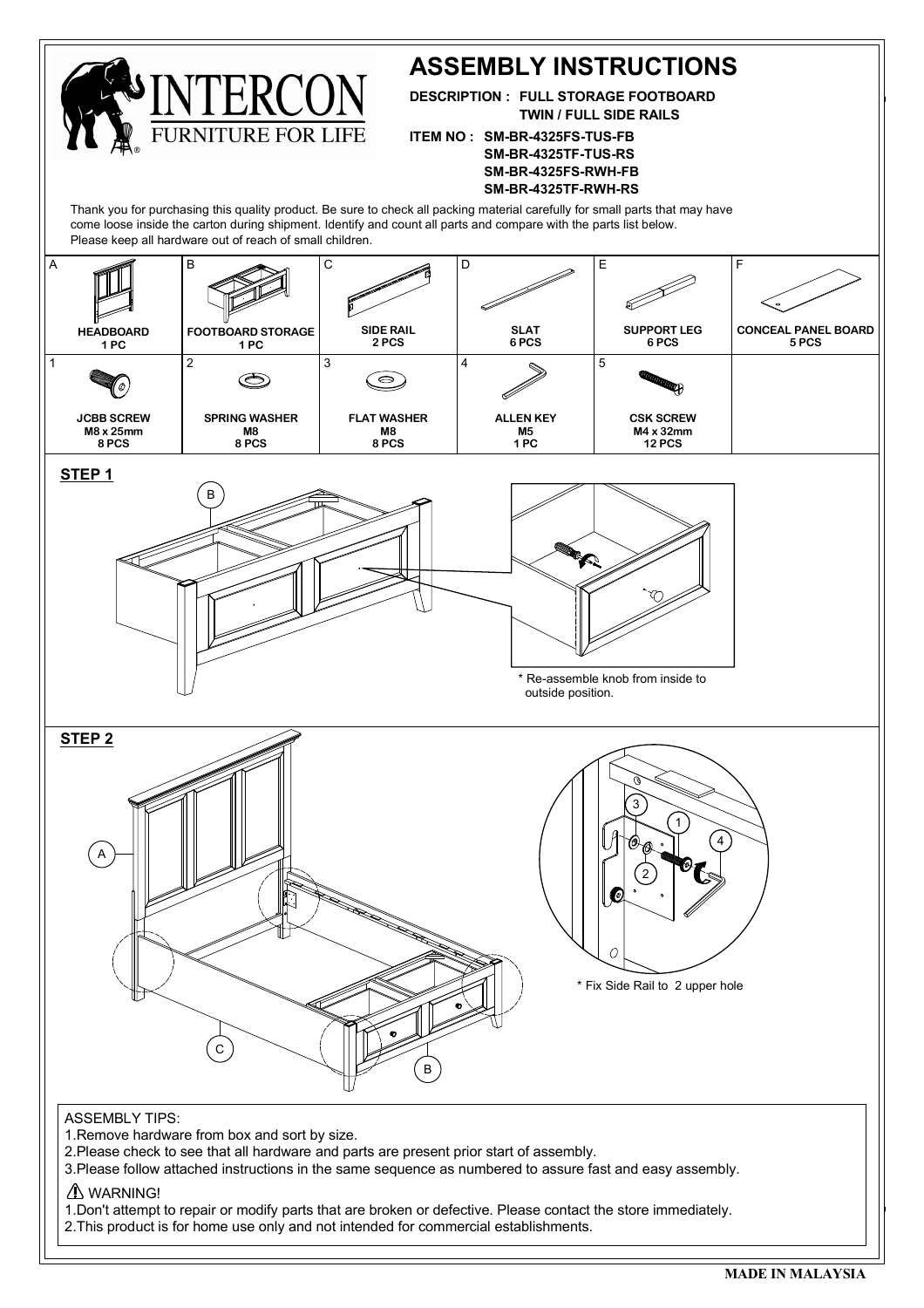INTERCON
FURNITURE FOR LIFE

# ASSEMBLY INSTRUCTIONS

**DESCRIPTION : FULL STORAGE FOOTBOARD**
**TWIN / FULL SIDE RAILS**

**ITEM NO : SM-BR-4325FS-TUS-FB**
**SM-BR-4325TF-TUS-RS**
**SM-BR-4325FS-RWH-FB**
**SM-BR-4325TF-RWH-RS**

Thank you for purchasing this quality product. Be sure to check all packing material carefully for small parts that may have come loose inside the carton during shipment. Identify and count all parts and compare with the parts list below.
Please keep all hardware out of reach of small children.

| A | B | C | D | E | F |
|---|---|---|---|---|---|
| **HEADBOARD** 1 PC | **FOOTBOARD STORAGE** 1 PC | **SIDE RAIL** 2 PCS | **SLAT** 6 PCS | **SUPPORT LEG** 6 PCS | **CONCEAL PANEL BOARD** 5 PCS |

| 1 | 2 | 3 | 4 | 5 |
|---|---|---|---|---|
| **JCBB SCREW** M8 x 25mm 8 PCS | **SPRING WASHER** M8 8 PCS | **FLAT WASHER** M8 8 PCS | **ALLEN KEY** M5 1 PC | **CSK SCREW** M4 x 32mm 12 PCS |

## STEP 1

B

* Re-assemble knob from inside to outside position.

## STEP 2

A, C, B, 1, 2, 3, 4

* Fix Side Rail to 2 upper hole

ASSEMBLY TIPS:

1. Remove hardware from box and sort by size.
2. Please check to see that all hardware and parts are present prior start of assembly.
3. Please follow attached instructions in the same sequence as numbered to assure fast and easy assembly.

⚠ WARNING!

1. Don't attempt to repair or modify parts that are broken or defective. Please contact the store immediately.
2. This product is for home use only and not intended for commercial establishments.

**MADE IN MALAYSIA**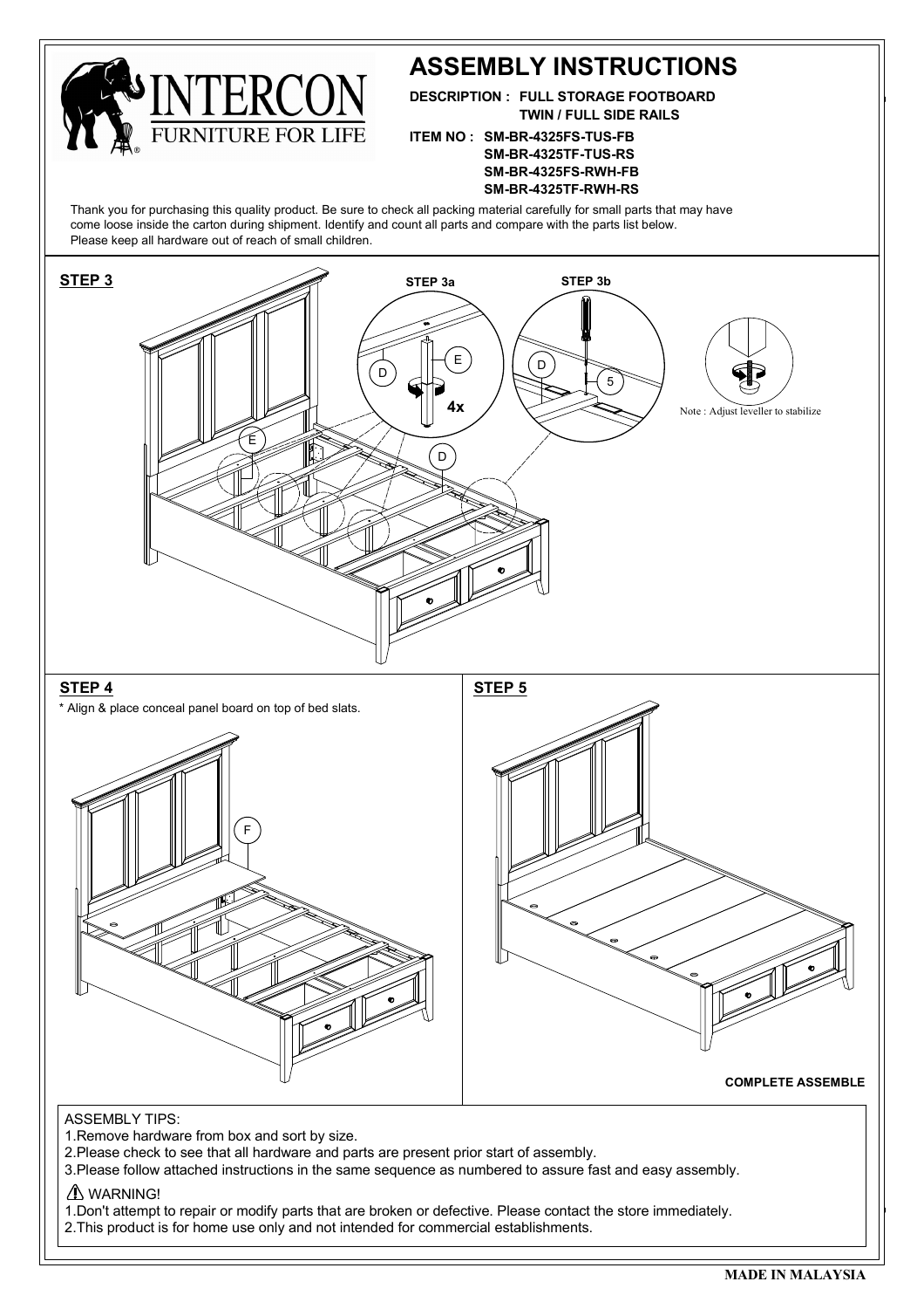# ASSEMBLY INSTRUCTIONS

**DESCRIPTION : FULL STORAGE FOOTBOARD**
**TWIN / FULL SIDE RAILS**

**ITEM NO : SM-BR-4325FS-TUS-FB**
**SM-BR-4325TF-TUS-RS**
**SM-BR-4325FS-RWH-FB**
**SM-BR-4325TF-RWH-RS**

Thank you for purchasing this quality product. Be sure to check all packing material carefully for small parts that may have come loose inside the carton during shipment. Identify and count all parts and compare with the parts list below.
Please keep all hardware out of reach of small children.

## STEP 3

STEP 3a

D
E
4x

STEP 3b

D
5

Note : Adjust leveller to stabilize

E
D

## STEP 4

* Align & place conceal panel board on top of bed slats.

F

## STEP 5

**COMPLETE ASSEMBLE**

ASSEMBLY TIPS:
1.Remove hardware from box and sort by size.
2.Please check to see that all hardware and parts are present prior start of assembly.
3.Please follow attached instructions in the same sequence as numbered to assure fast and easy assembly.

⚠ WARNING!
1.Don't attempt to repair or modify parts that are broken or defective. Please contact the store immediately.
2.This product is for home use only and not intended for commercial establishments.

**MADE IN MALAYSIA**